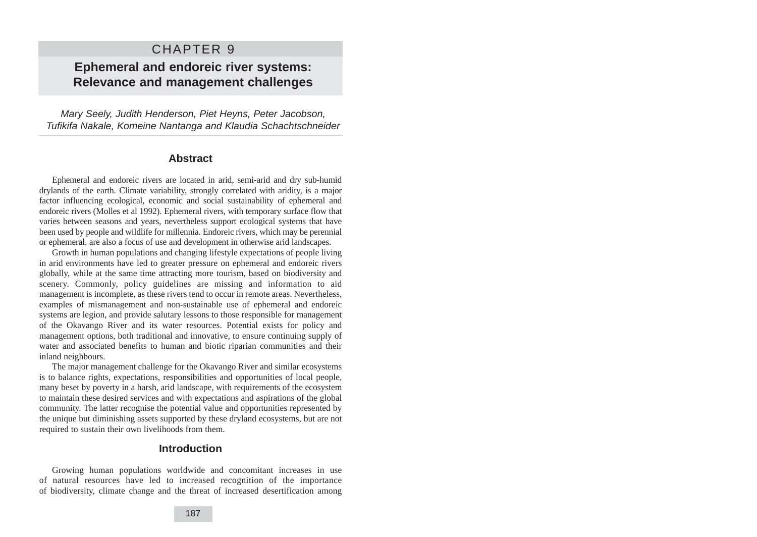# CHAPTER 9

## Ephemeral and endoreic river systems: Relevance and management challenges

*Mary Seely, Judith Henderson, Piet Heyns, Peter Jacobson, Tufikifa Nakale, Komeine Nantanga and Klaudia Schachtschneider*

### Abstract

Ephemeral and endoreic rivers are located in arid, semi-arid and dry sub-humid drylands of the earth. Climate variability, strongly correlated with aridity, is a major factor influencing ecological, economic and social sustainability of ephemeral and endoreic rivers (Molles et al 1992). Ephemeral rivers, with temporary surface flow that varies between seasons and years, nevertheless support ecological systems that have been used by people and wildlife for millennia. Endoreic rivers, which may be perennial or ephemeral, are also a focus of use and development in otherwise arid landscapes.

Growth in human populations and changing lifestyle expectations of people living in arid environments have led to greater pressure on ephemeral and endoreic rivers globally, while at the same time attracting more tourism, based on biodiversity and scenery. Commonly, policy guidelines are missing and information to aid management is incomplete, as these rivers tend to occur in remote areas. Nevertheless, examples of mismanagement and non-sustainable use of ephemeral and endoreic systems are legion, and provide salutary lessons to those responsible for management of the Okavango River and its water resources. Potential exists for policy and management options, both traditional and innovative, to ensure continuing supply of water and associated benefits to human and biotic riparian communities and their inland neighbours.

The major management challenge for the Okavango River and similar ecosystems is to balance rights, expectations, responsibilities and opportunities of local people, many beset by poverty in a harsh, arid landscape, with requirements of the ecosystem to maintain these desired services and with expectations and aspirations of the global community. The latter recognise the potential value and opportunities represented by the unique but diminishing assets supported by these dryland ecosystems, but are not required to sustain their own livelihoods from them.

### Introduction

Growing human populations worldwide and concomitant increases in use of natural resources have led to increased recognition of the importance of biodiversity, climate change and the threat of increased desertification among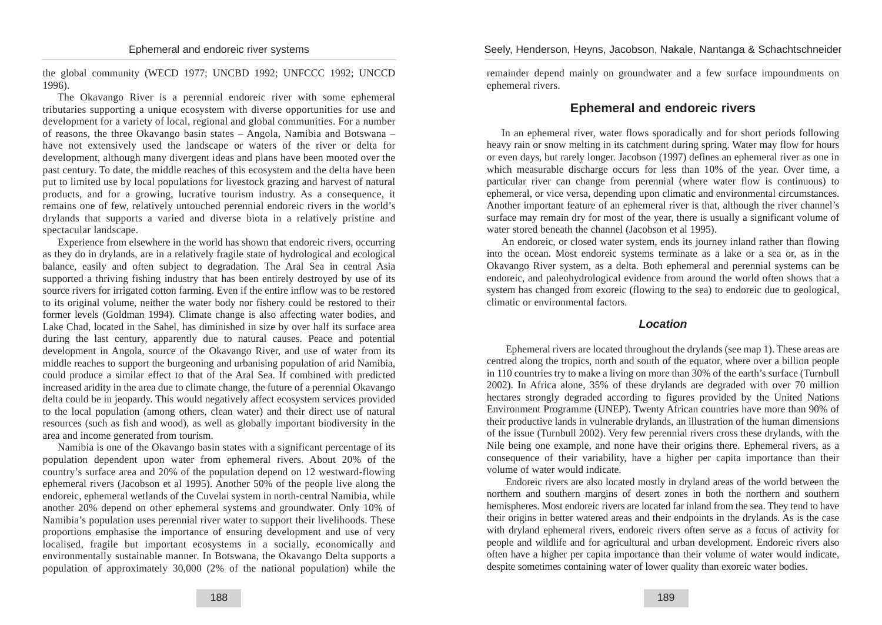the global community (WECD 1977; UNCBD 1992; UNFCCC 1992; UNCCD 1996).

The Okavango River is a perennial endoreic river with some ephemeral tributaries supporting a unique ecosystem with diverse opportunities for use and development for a variety of local, regional and global communities. For a number of reasons, the three Okavango basin states – Angola, Namibia and Botswana – have not extensively used the landscape or waters of the river or delta for development, although many divergent ideas and plans have been mooted over the past century. To date, the middle reaches of this ecosystem and the delta have been put to limited use by local populations for livestock grazing and harvest of natural products, and for a growing, lucrative tourism industry. As a consequence, it remains one of few, relatively untouched perennial endoreic rivers in the world's drylands that supports a varied and diverse biota in a relatively pristine and spectacular landscape.

Experience from elsewhere in the world has shown that endoreic rivers, occurring as they do in drylands, are in a relatively fragile state of hydrological and ecological balance, easily and often subject to degradation. The Aral Sea in central Asia supported a thriving fishing industry that has been entirely destroyed by use of its source rivers for irrigated cotton farming. Even if the entire inflow was to be restored to its original volume, neither the water body nor fishery could be restored to their former levels (Goldman 1994). Climate change is also affecting water bodies, and Lake Chad, located in the Sahel, has diminished in size by over half its surface area during the last century, apparently due to natural causes. Peace and potential development in Angola, source of the Okavango River, and use of water from its middle reaches to support the burgeoning and urbanising population of arid Namibia, could produce a similar effect to that of the Aral Sea. If combined with predicted increased aridity in the area due to climate change, the future of a perennial Okavango delta could be in jeopardy. This would negatively affect ecosystem services provided to the local population (among others, clean water) and their direct use of natural resources (such as fish and wood), as well as globally important biodiversity in the area and income generated from tourism.

Namibia is one of the Okavango basin states with a significant percentage of its population dependent upon water from ephemeral rivers. About 20% of the country's surface area and 20% of the population depend on 12 westward-flowing ephemeral rivers (Jacobson et al 1995). Another 50% of the people live along the endoreic, ephemeral wetlands of the Cuvelai system in north-central Namibia, while another 20% depend on other ephemeral systems and groundwater. Only 10% of Namibia's population uses perennial river water to support their livelihoods. These proportions emphasise the importance of ensuring development and use of very localised, fragile but important ecosystems in a socially, economically and environmentally sustainable manner. In Botswana, the Okavango Delta supports a population of approximately 30,000 (2% of the national population) while the remainder depend mainly on groundwater and a few surface impoundments on ephemeral rivers.

## Ephemeral and endoreic rivers

In an ephemeral river, water flows sporadically and for short periods following heavy rain or snow melting in its catchment during spring. Water may flow for hours or even days, but rarely longer. Jacobson (1997) defines an ephemeral river as one in which measurable discharge occurs for less than 10% of the year. Over time, a particular river can change from perennial (where water flow is continuous) to ephemeral, or vice versa, depending upon climatic and environmental circumstances. Another important feature of an ephemeral river is that, although the river channel's surface may remain dry for most of the year, there is usually a significant volume of water stored beneath the channel (Jacobson et al 1995).

An endoreic, or closed water system, ends its journey inland rather than flowing into the ocean. Most endoreic systems terminate as a lake or a sea or, as in the Okavango River system, as a delta. Both ephemeral and perennial systems can be endoreic, and paleohydrological evidence from around the world often shows that a system has changed from exoreic (flowing to the sea) to endoreic due to geological, climatic or environmental factors.

### *Location*

Ephemeral rivers are located throughout the drylands (see map 1). These areas are centred along the tropics, north and south of the equator, where over a billion people in 110 countries try to make a living on more than 30% of the earth's surface (Turnbull 2002). In Africa alone, 35% of these drylands are degraded with over 70 million hectares strongly degraded according to figures provided by the United Nations Environment Programme (UNEP). Twenty African countries have more than 90% of their productive lands in vulnerable drylands, an illustration of the human dimensions of the issue (Turnbull 2002). Very few perennial rivers cross these drylands, with the Nile being one example, and none have their origins there. Ephemeral rivers, as a consequence of their variability, have a higher per capita importance than their volume of water would indicate.

Endoreic rivers are also located mostly in dryland areas of the world between the northern and southern margins of desert zones in both the northern and southern hemispheres. Most endoreic rivers are located far inland from the sea. They tend to have their origins in better watered areas and their endpoints in the drylands. As is the case with dryland ephemeral rivers, endoreic rivers often serve as a focus of activity for people and wildlife and for agricultural and urban development. Endoreic rivers also often have a higher per capita importance than their volume of water would indicate, despite sometimes containing water of lower quality than exoreic water bodies.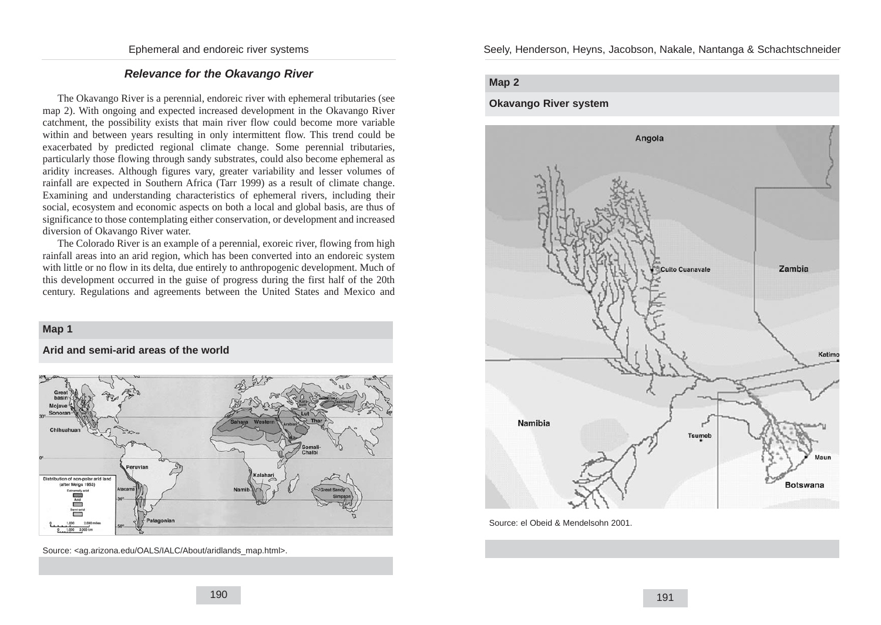### *Relevance for the Okavango River*

The Okavango River is a perennial, endoreic river with ephemeral tributaries (see map 2). With ongoing and expected increased development in the Okavango River catchment, the possibility exists that main river flow could become more variable within and between years resulting in only intermittent flow. This trend could be exacerbated by predicted regional climate change. Some perennial tributaries, particularly those flowing through sandy substrates, could also become ephemeral as aridity increases. Although figures vary, greater variability and lesser volumes of rainfall are expected in Southern Africa (Tarr 1999) as a result of climate change. Examining and understanding characteristics of ephemeral rivers, including their social, ecosystem and economic aspects on both a local and global basis, are thus of significance to those contemplating either conservation, or development and increased diversion of Okavango River water.

The Colorado River is an example of a perennial, exoreic river, flowing from high rainfall areas into an arid region, which has been converted into an endoreic system with little or no flow in its delta, due entirely to anthropogenic development. Much of this development occurred in the guise of progress during the first half of the 20th century. Regulations and agreements between the United States and Mexico and

**Map 1**

**Arid and semi-arid areas of the world**

Great basin
Mojave
Sonoran
Chihuahuan
Peruvian
Atacama
Patagonian
Sahara
Western
Arabian
Thar
Lut
Kara-kum
Taklimakan
Somali-Chalbi
Kalahari
Namib
Great Sandy
Simpson
Distribution of non-polar arid land (after Meigs 1953)
Extremely arid
Arid
Semi-arid

Source: <ag.arizona.edu/OALS/IALC/About/aridlands_map.html>.

**Map 2**

**Okavango River system**

Angola
Cuito Cuanavale
Zambia
Katimo
Namibia
Tsumeb
Maun
Botswana

Source: el Obeid & Mendelsohn 2001.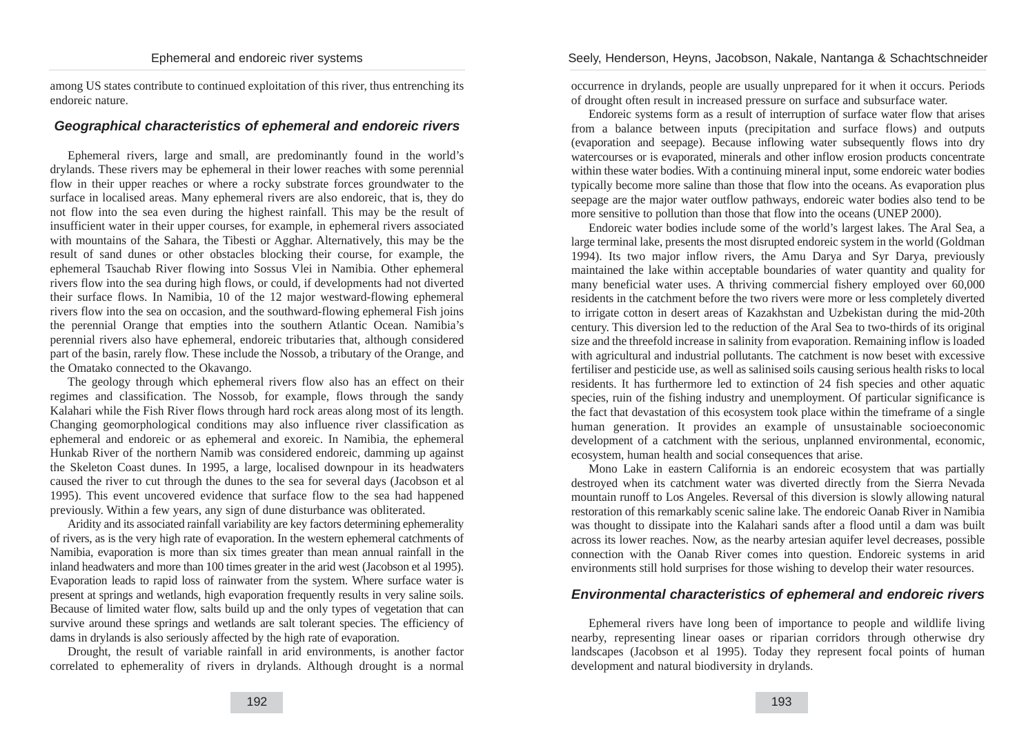among US states contribute to continued exploitation of this river, thus entrenching its endoreic nature.

## Geographical characteristics of ephemeral and endoreic rivers

Ephemeral rivers, large and small, are predominantly found in the world's drylands. These rivers may be ephemeral in their lower reaches with some perennial flow in their upper reaches or where a rocky substrate forces groundwater to the surface in localised areas. Many ephemeral rivers are also endoreic, that is, they do not flow into the sea even during the highest rainfall. This may be the result of insufficient water in their upper courses, for example, in ephemeral rivers associated with mountains of the Sahara, the Tibesti or Agghar. Alternatively, this may be the result of sand dunes or other obstacles blocking their course, for example, the ephemeral Tsauchab River flowing into Sossus Vlei in Namibia. Other ephemeral rivers flow into the sea during high flows, or could, if developments had not diverted their surface flows. In Namibia, 10 of the 12 major westward-flowing ephemeral rivers flow into the sea on occasion, and the southward-flowing ephemeral Fish joins the perennial Orange that empties into the southern Atlantic Ocean. Namibia's perennial rivers also have ephemeral, endoreic tributaries that, although considered part of the basin, rarely flow. These include the Nossob, a tributary of the Orange, and the Omatako connected to the Okavango.

The geology through which ephemeral rivers flow also has an effect on their regimes and classification. The Nossob, for example, flows through the sandy Kalahari while the Fish River flows through hard rock areas along most of its length. Changing geomorphological conditions may also influence river classification as ephemeral and endoreic or as ephemeral and exoreic. In Namibia, the ephemeral Hunkab River of the northern Namib was considered endoreic, damming up against the Skeleton Coast dunes. In 1995, a large, localised downpour in its headwaters caused the river to cut through the dunes to the sea for several days (Jacobson et al 1995). This event uncovered evidence that surface flow to the sea had happened previously. Within a few years, any sign of dune disturbance was obliterated.

Aridity and its associated rainfall variability are key factors determining ephemerality of rivers, as is the very high rate of evaporation. In the western ephemeral catchments of Namibia, evaporation is more than six times greater than mean annual rainfall in the inland headwaters and more than 100 times greater in the arid west (Jacobson et al 1995). Evaporation leads to rapid loss of rainwater from the system. Where surface water is present at springs and wetlands, high evaporation frequently results in very saline soils. Because of limited water flow, salts build up and the only types of vegetation that can survive around these springs and wetlands are salt tolerant species. The efficiency of dams in drylands is also seriously affected by the high rate of evaporation.

Drought, the result of variable rainfall in arid environments, is another factor correlated to ephemerality of rivers in drylands. Although drought is a normal occurrence in drylands, people are usually unprepared for it when it occurs. Periods of drought often result in increased pressure on surface and subsurface water.

Endoreic systems form as a result of interruption of surface water flow that arises from a balance between inputs (precipitation and surface flows) and outputs (evaporation and seepage). Because inflowing water subsequently flows into dry watercourses or is evaporated, minerals and other inflow erosion products concentrate within these water bodies. With a continuing mineral input, some endoreic water bodies typically become more saline than those that flow into the oceans. As evaporation plus seepage are the major water outflow pathways, endoreic water bodies also tend to be more sensitive to pollution than those that flow into the oceans (UNEP 2000).

Endoreic water bodies include some of the world's largest lakes. The Aral Sea, a large terminal lake, presents the most disrupted endoreic system in the world (Goldman 1994). Its two major inflow rivers, the Amu Darya and Syr Darya, previously maintained the lake within acceptable boundaries of water quantity and quality for many beneficial water uses. A thriving commercial fishery employed over 60,000 residents in the catchment before the two rivers were more or less completely diverted to irrigate cotton in desert areas of Kazakhstan and Uzbekistan during the mid-20th century. This diversion led to the reduction of the Aral Sea to two-thirds of its original size and the threefold increase in salinity from evaporation. Remaining inflow is loaded with agricultural and industrial pollutants. The catchment is now beset with excessive fertiliser and pesticide use, as well as salinised soils causing serious health risks to local residents. It has furthermore led to extinction of 24 fish species and other aquatic species, ruin of the fishing industry and unemployment. Of particular significance is the fact that devastation of this ecosystem took place within the timeframe of a single human generation. It provides an example of unsustainable socioeconomic development of a catchment with the serious, unplanned environmental, economic, ecosystem, human health and social consequences that arise.

Mono Lake in eastern California is an endoreic ecosystem that was partially destroyed when its catchment water was diverted directly from the Sierra Nevada mountain runoff to Los Angeles. Reversal of this diversion is slowly allowing natural restoration of this remarkably scenic saline lake. The endoreic Oanab River in Namibia was thought to dissipate into the Kalahari sands after a flood until a dam was built across its lower reaches. Now, as the nearby artesian aquifer level decreases, possible connection with the Oanab River comes into question. Endoreic systems in arid environments still hold surprises for those wishing to develop their water resources.

## Environmental characteristics of ephemeral and endoreic rivers

Ephemeral rivers have long been of importance to people and wildlife living nearby, representing linear oases or riparian corridors through otherwise dry landscapes (Jacobson et al 1995). Today they represent focal points of human development and natural biodiversity in drylands.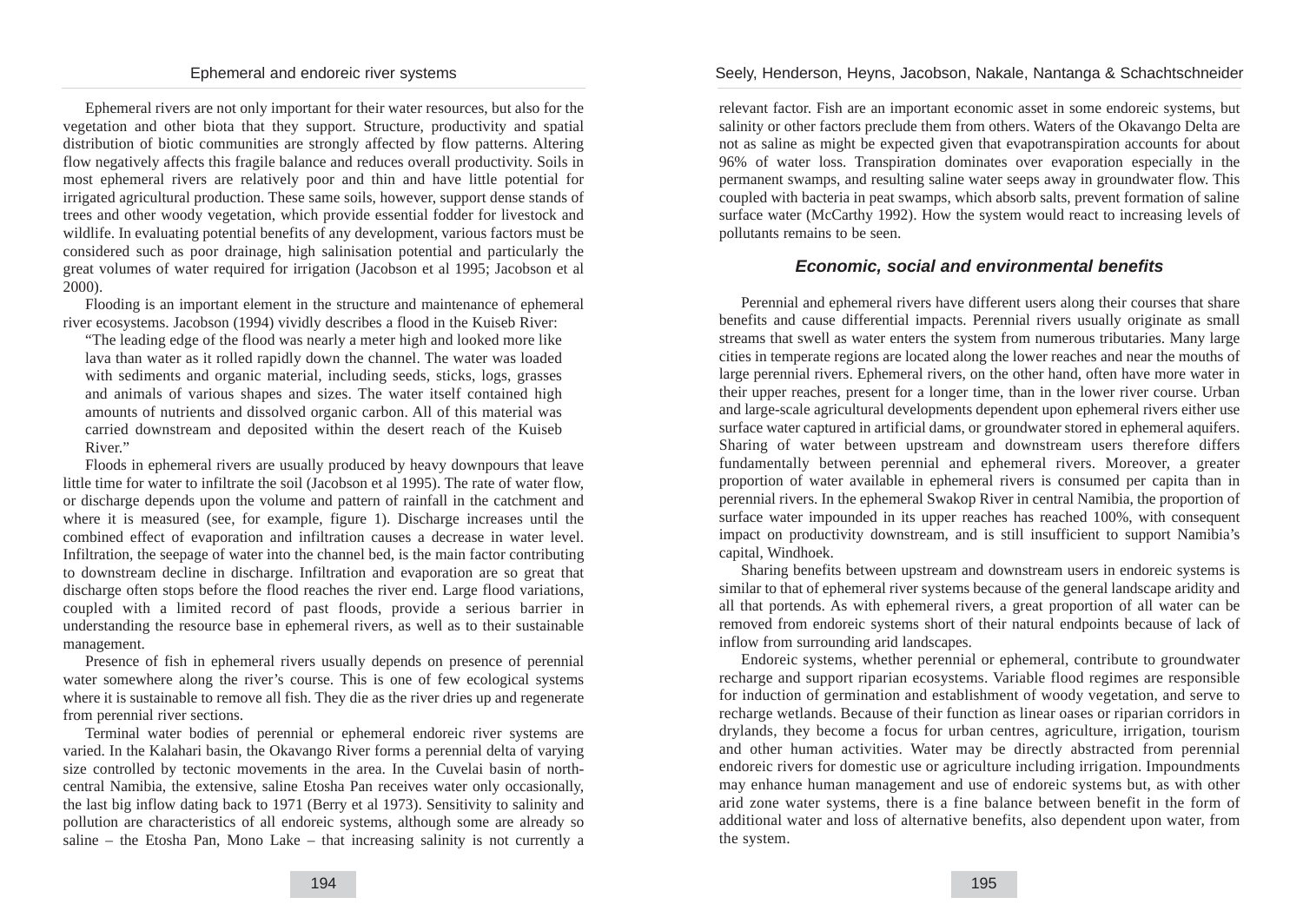Ephemeral rivers are not only important for their water resources, but also for the vegetation and other biota that they support. Structure, productivity and spatial distribution of biotic communities are strongly affected by flow patterns. Altering flow negatively affects this fragile balance and reduces overall productivity. Soils in most ephemeral rivers are relatively poor and thin and have little potential for irrigated agricultural production. These same soils, however, support dense stands of trees and other woody vegetation, which provide essential fodder for livestock and wildlife. In evaluating potential benefits of any development, various factors must be considered such as poor drainage, high salinisation potential and particularly the great volumes of water required for irrigation (Jacobson et al 1995; Jacobson et al 2000).

Flooding is an important element in the structure and maintenance of ephemeral river ecosystems. Jacobson (1994) vividly describes a flood in the Kuiseb River:

> "The leading edge of the flood was nearly a meter high and looked more like lava than water as it rolled rapidly down the channel. The water was loaded with sediments and organic material, including seeds, sticks, logs, grasses and animals of various shapes and sizes. The water itself contained high amounts of nutrients and dissolved organic carbon. All of this material was carried downstream and deposited within the desert reach of the Kuiseb River."

Floods in ephemeral rivers are usually produced by heavy downpours that leave little time for water to infiltrate the soil (Jacobson et al 1995). The rate of water flow, or discharge depends upon the volume and pattern of rainfall in the catchment and where it is measured (see, for example, figure 1). Discharge increases until the combined effect of evaporation and infiltration causes a decrease in water level. Infiltration, the seepage of water into the channel bed, is the main factor contributing to downstream decline in discharge. Infiltration and evaporation are so great that discharge often stops before the flood reaches the river end. Large flood variations, coupled with a limited record of past floods, provide a serious barrier in understanding the resource base in ephemeral rivers, as well as to their sustainable management.

Presence of fish in ephemeral rivers usually depends on presence of perennial water somewhere along the river's course. This is one of few ecological systems where it is sustainable to remove all fish. They die as the river dries up and regenerate from perennial river sections.

Terminal water bodies of perennial or ephemeral endoreic river systems are varied. In the Kalahari basin, the Okavango River forms a perennial delta of varying size controlled by tectonic movements in the area. In the Cuvelai basin of north-central Namibia, the extensive, saline Etosha Pan receives water only occasionally, the last big inflow dating back to 1971 (Berry et al 1973). Sensitivity to salinity and pollution are characteristics of all endoreic systems, although some are already so saline – the Etosha Pan, Mono Lake – that increasing salinity is not currently a relevant factor. Fish are an important economic asset in some endoreic systems, but salinity or other factors preclude them from others. Waters of the Okavango Delta are not as saline as might be expected given that evapotranspiration accounts for about 96% of water loss. Transpiration dominates over evaporation especially in the permanent swamps, and resulting saline water seeps away in groundwater flow. This coupled with bacteria in peat swamps, which absorb salts, prevent formation of saline surface water (McCarthy 1992). How the system would react to increasing levels of pollutants remains to be seen.

## *Economic, social and environmental benefits*

Perennial and ephemeral rivers have different users along their courses that share benefits and cause differential impacts. Perennial rivers usually originate as small streams that swell as water enters the system from numerous tributaries. Many large cities in temperate regions are located along the lower reaches and near the mouths of large perennial rivers. Ephemeral rivers, on the other hand, often have more water in their upper reaches, present for a longer time, than in the lower river course. Urban and large-scale agricultural developments dependent upon ephemeral rivers either use surface water captured in artificial dams, or groundwater stored in ephemeral aquifers. Sharing of water between upstream and downstream users therefore differs fundamentally between perennial and ephemeral rivers. Moreover, a greater proportion of water available in ephemeral rivers is consumed per capita than in perennial rivers. In the ephemeral Swakop River in central Namibia, the proportion of surface water impounded in its upper reaches has reached 100%, with consequent impact on productivity downstream, and is still insufficient to support Namibia's capital, Windhoek.

Sharing benefits between upstream and downstream users in endoreic systems is similar to that of ephemeral river systems because of the general landscape aridity and all that portends. As with ephemeral rivers, a great proportion of all water can be removed from endoreic systems short of their natural endpoints because of lack of inflow from surrounding arid landscapes.

Endoreic systems, whether perennial or ephemeral, contribute to groundwater recharge and support riparian ecosystems. Variable flood regimes are responsible for induction of germination and establishment of woody vegetation, and serve to recharge wetlands. Because of their function as linear oases or riparian corridors in drylands, they become a focus for urban centres, agriculture, irrigation, tourism and other human activities. Water may be directly abstracted from perennial endoreic rivers for domestic use or agriculture including irrigation. Impoundments may enhance human management and use of endoreic systems but, as with other arid zone water systems, there is a fine balance between benefit in the form of additional water and loss of alternative benefits, also dependent upon water, from the system.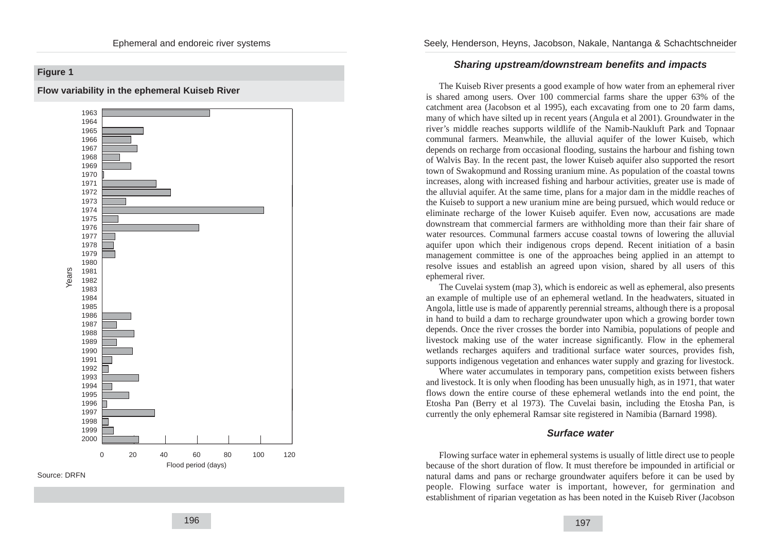**Figure 1**

**Flow variability in the ephemeral Kuiseb River**

1963
1964
1965
1966
1967
1968
1969
1970
1971
1972
1973
1974
1975
1976
1977
1978
1979
1980
1981
1982
1983
1984
1985
1986
1987
1988
1989
1990
1991
1992
1993
1994
1995
1996
1997
1998
1999
2000

Years

0 20 40 60 80 100 120

Flood period (days)

Source: DRFN

### *Sharing upstream/downstream benefits and impacts*

The Kuiseb River presents a good example of how water from an ephemeral river is shared among users. Over 100 commercial farms share the upper 63% of the catchment area (Jacobson et al 1995), each excavating from one to 20 farm dams, many of which have silted up in recent years (Angula et al 2001). Groundwater in the river's middle reaches supports wildlife of the Namib-Naukluft Park and Topnaar communal farmers. Meanwhile, the alluvial aquifer of the lower Kuiseb, which depends on recharge from occasional flooding, sustains the harbour and fishing town of Walvis Bay. In the recent past, the lower Kuiseb aquifer also supported the resort town of Swakopmund and Rossing uranium mine. As population of the coastal towns increases, along with increased fishing and harbour activities, greater use is made of the alluvial aquifer. At the same time, plans for a major dam in the middle reaches of the Kuiseb to support a new uranium mine are being pursued, which would reduce or eliminate recharge of the lower Kuiseb aquifer. Even now, accusations are made downstream that commercial farmers are withholding more than their fair share of water resources. Communal farmers accuse coastal towns of lowering the alluvial aquifer upon which their indigenous crops depend. Recent initiation of a basin management committee is one of the approaches being applied in an attempt to resolve issues and establish an agreed upon vision, shared by all users of this ephemeral river.

The Cuvelai system (map 3), which is endoreic as well as ephemeral, also presents an example of multiple use of an ephemeral wetland. In the headwaters, situated in Angola, little use is made of apparently perennial streams, although there is a proposal in hand to build a dam to recharge groundwater upon which a growing border town depends. Once the river crosses the border into Namibia, populations of people and livestock making use of the water increase significantly. Flow in the ephemeral wetlands recharges aquifers and traditional surface water sources, provides fish, supports indigenous vegetation and enhances water supply and grazing for livestock.

Where water accumulates in temporary pans, competition exists between fishers and livestock. It is only when flooding has been unusually high, as in 1971, that water flows down the entire course of these ephemeral wetlands into the end point, the Etosha Pan (Berry et al 1973). The Cuvelai basin, including the Etosha Pan, is currently the only ephemeral Ramsar site registered in Namibia (Barnard 1998).

### *Surface water*

Flowing surface water in ephemeral systems is usually of little direct use to people because of the short duration of flow. It must therefore be impounded in artificial or natural dams and pans or recharge groundwater aquifers before it can be used by people. Flowing surface water is important, however, for germination and establishment of riparian vegetation as has been noted in the Kuiseb River (Jacobson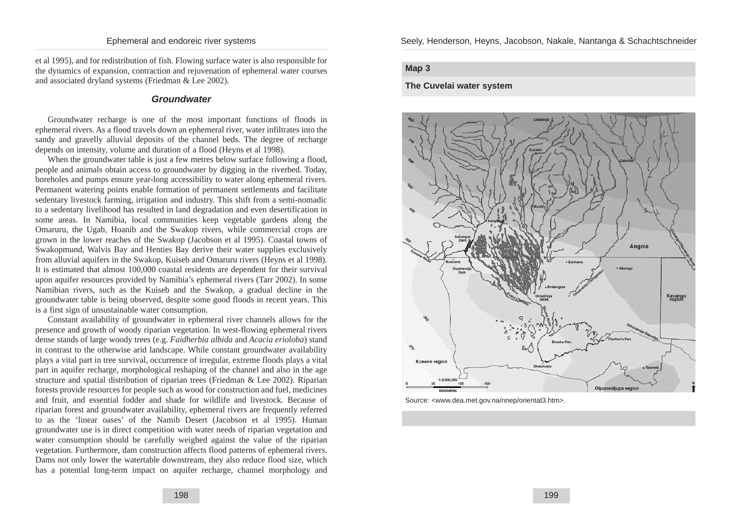et al 1995), and for redistribution of fish. Flowing surface water is also responsible for the dynamics of expansion, contraction and rejuvenation of ephemeral water courses and associated dryland systems (Friedman & Lee 2002).

### *Groundwater*

Groundwater recharge is one of the most important functions of floods in ephemeral rivers. As a flood travels down an ephemeral river, water infiltrates into the sandy and gravelly alluvial deposits of the channel beds. The degree of recharge depends on intensity, volume and duration of a flood (Heyns et al 1998).

When the groundwater table is just a few metres below surface following a flood, people and animals obtain access to groundwater by digging in the riverbed. Today, boreholes and pumps ensure year-long accessibility to water along ephemeral rivers. Permanent watering points enable formation of permanent settlements and facilitate sedentary livestock farming, irrigation and industry. This shift from a semi-nomadic to a sedentary livelihood has resulted in land degradation and even desertification in some areas. In Namibia, local communities keep vegetable gardens along the Omaruru, the Ugab, Hoanib and the Swakop rivers, while commercial crops are grown in the lower reaches of the Swakop (Jacobson et al 1995). Coastal towns of Swakopmund, Walvis Bay and Henties Bay derive their water supplies exclusively from alluvial aquifers in the Swakop, Kuiseb and Omaruru rivers (Heyns et al 1998). It is estimated that almost 100,000 coastal residents are dependent for their survival upon aquifer resources provided by Namibia's ephemeral rivers (Tarr 2002). In some Namibian rivers, such as the Kuiseb and the Swakop, a gradual decline in the groundwater table is being observed, despite some good floods in recent years. This is a first sign of unsustainable water consumption.

Constant availability of groundwater in ephemeral river channels allows for the presence and growth of woody riparian vegetation. In west-flowing ephemeral rivers dense stands of large woody trees (e.g. *Faidherbia albida* and *Acacia erioloba*) stand in contrast to the otherwise arid landscape. While constant groundwater availability plays a vital part in tree survival, occurrence of irregular, extreme floods plays a vital part in aquifer recharge, morphological reshaping of the channel and also in the age structure and spatial distribution of riparian trees (Friedman & Lee 2002). Riparian forests provide resources for people such as wood for construction and fuel, medicines and fruit, and essential fodder and shade for wildlife and livestock. Because of riparian forest and groundwater availability, ephemeral rivers are frequently referred to as the 'linear oases' of the Namib Desert (Jacobson et al 1995). Human groundwater use is in direct competition with water needs of riparian vegetation and water consumption should be carefully weighed against the value of the riparian vegetation. Furthermore, dam construction affects flood patterns of ephemeral rivers. Dams not only lower the watertable downstream, they also reduce flood size, which has a potential long-term impact on aquifer recharge, channel morphology and

**Map 3**

**The Cuvelai water system**

Source: <www.dea.met.gov.na/nnep/orientat3.htm>.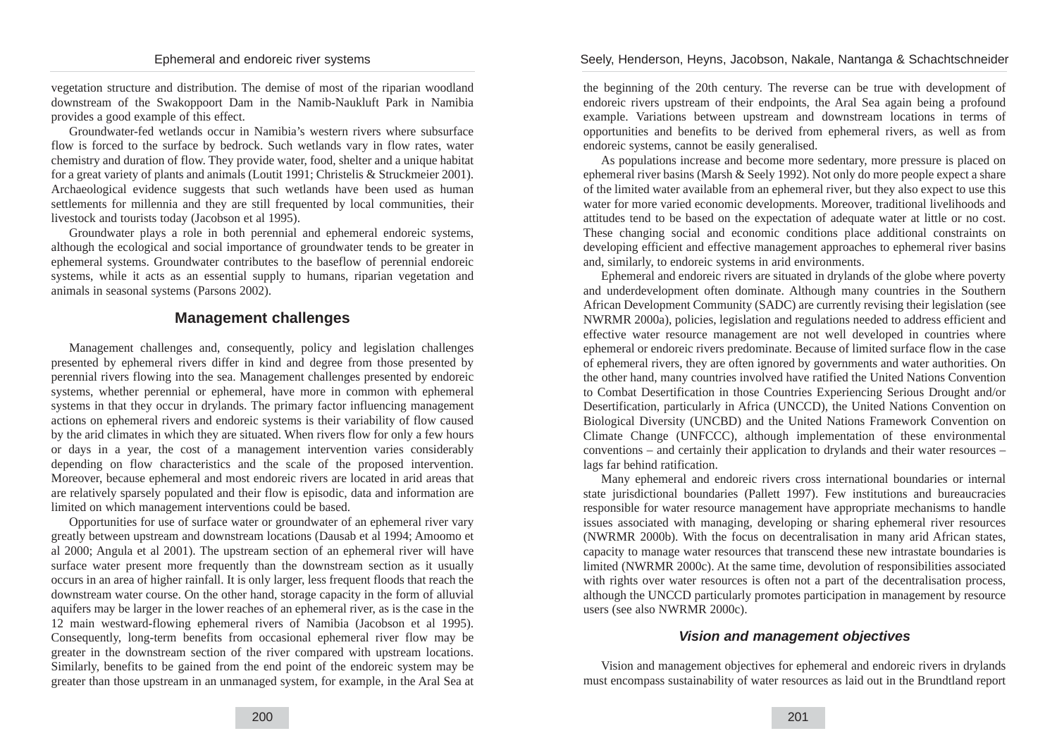vegetation structure and distribution. The demise of most of the riparian woodland downstream of the Swakoppoort Dam in the Namib-Naukluft Park in Namibia provides a good example of this effect.

Groundwater-fed wetlands occur in Namibia's western rivers where subsurface flow is forced to the surface by bedrock. Such wetlands vary in flow rates, water chemistry and duration of flow. They provide water, food, shelter and a unique habitat for a great variety of plants and animals (Loutit 1991; Christelis & Struckmeier 2001). Archaeological evidence suggests that such wetlands have been used as human settlements for millennia and they are still frequented by local communities, their livestock and tourists today (Jacobson et al 1995).

Groundwater plays a role in both perennial and ephemeral endoreic systems, although the ecological and social importance of groundwater tends to be greater in ephemeral systems. Groundwater contributes to the baseflow of perennial endoreic systems, while it acts as an essential supply to humans, riparian vegetation and animals in seasonal systems (Parsons 2002).

## Management challenges

Management challenges and, consequently, policy and legislation challenges presented by ephemeral rivers differ in kind and degree from those presented by perennial rivers flowing into the sea. Management challenges presented by endoreic systems, whether perennial or ephemeral, have more in common with ephemeral systems in that they occur in drylands. The primary factor influencing management actions on ephemeral rivers and endoreic systems is their variability of flow caused by the arid climates in which they are situated. When rivers flow for only a few hours or days in a year, the cost of a management intervention varies considerably depending on flow characteristics and the scale of the proposed intervention. Moreover, because ephemeral and most endoreic rivers are located in arid areas that are relatively sparsely populated and their flow is episodic, data and information are limited on which management interventions could be based.

Opportunities for use of surface water or groundwater of an ephemeral river vary greatly between upstream and downstream locations (Dausab et al 1994; Amoomo et al 2000; Angula et al 2001). The upstream section of an ephemeral river will have surface water present more frequently than the downstream section as it usually occurs in an area of higher rainfall. It is only larger, less frequent floods that reach the downstream water course. On the other hand, storage capacity in the form of alluvial aquifers may be larger in the lower reaches of an ephemeral river, as is the case in the 12 main westward-flowing ephemeral rivers of Namibia (Jacobson et al 1995). Consequently, long-term benefits from occasional ephemeral river flow may be greater in the downstream section of the river compared with upstream locations. Similarly, benefits to be gained from the end point of the endoreic system may be greater than those upstream in an unmanaged system, for example, in the Aral Sea at the beginning of the 20th century. The reverse can be true with development of endoreic rivers upstream of their endpoints, the Aral Sea again being a profound example. Variations between upstream and downstream locations in terms of opportunities and benefits to be derived from ephemeral rivers, as well as from endoreic systems, cannot be easily generalised.

As populations increase and become more sedentary, more pressure is placed on ephemeral river basins (Marsh & Seely 1992). Not only do more people expect a share of the limited water available from an ephemeral river, but they also expect to use this water for more varied economic developments. Moreover, traditional livelihoods and attitudes tend to be based on the expectation of adequate water at little or no cost. These changing social and economic conditions place additional constraints on developing efficient and effective management approaches to ephemeral river basins and, similarly, to endoreic systems in arid environments.

Ephemeral and endoreic rivers are situated in drylands of the globe where poverty and underdevelopment often dominate. Although many countries in the Southern African Development Community (SADC) are currently revising their legislation (see NWRMR 2000a), policies, legislation and regulations needed to address efficient and effective water resource management are not well developed in countries where ephemeral or endoreic rivers predominate. Because of limited surface flow in the case of ephemeral rivers, they are often ignored by governments and water authorities. On the other hand, many countries involved have ratified the United Nations Convention to Combat Desertification in those Countries Experiencing Serious Drought and/or Desertification, particularly in Africa (UNCCD), the United Nations Convention on Biological Diversity (UNCBD) and the United Nations Framework Convention on Climate Change (UNFCCC), although implementation of these environmental conventions – and certainly their application to drylands and their water resources – lags far behind ratification.

Many ephemeral and endoreic rivers cross international boundaries or internal state jurisdictional boundaries (Pallett 1997). Few institutions and bureaucracies responsible for water resource management have appropriate mechanisms to handle issues associated with managing, developing or sharing ephemeral river resources (NWRMR 2000b). With the focus on decentralisation in many arid African states, capacity to manage water resources that transcend these new intrastate boundaries is limited (NWRMR 2000c). At the same time, devolution of responsibilities associated with rights over water resources is often not a part of the decentralisation process, although the UNCCD particularly promotes participation in management by resource users (see also NWRMR 2000c).

### *Vision and management objectives*

Vision and management objectives for ephemeral and endoreic rivers in drylands must encompass sustainability of water resources as laid out in the Brundtland report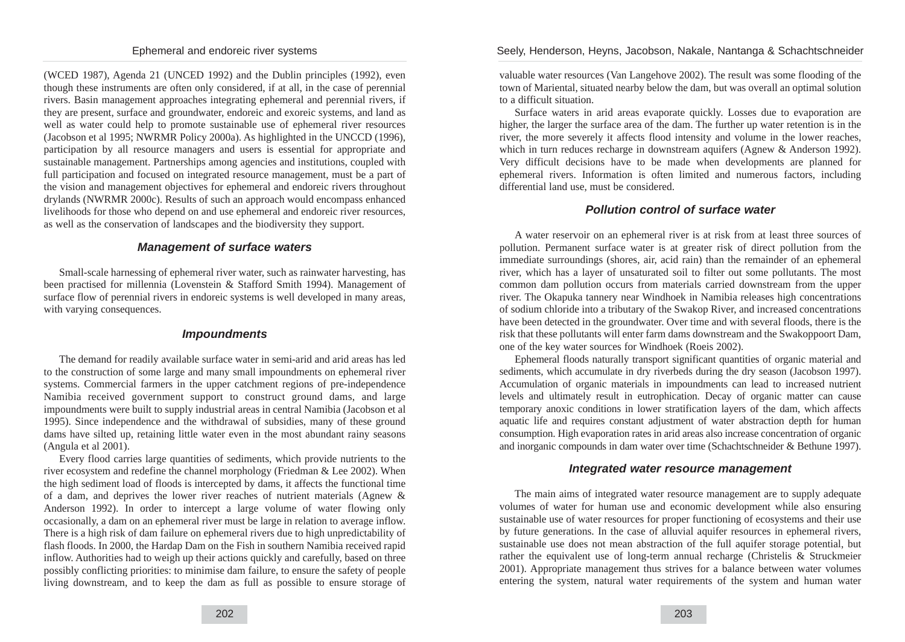(WCED 1987), Agenda 21 (UNCED 1992) and the Dublin principles (1992), even though these instruments are often only considered, if at all, in the case of perennial rivers. Basin management approaches integrating ephemeral and perennial rivers, if they are present, surface and groundwater, endoreic and exoreic systems, and land as well as water could help to promote sustainable use of ephemeral river resources (Jacobson et al 1995; NWRMR Policy 2000a). As highlighted in the UNCCD (1996), participation by all resource managers and users is essential for appropriate and sustainable management. Partnerships among agencies and institutions, coupled with full participation and focused on integrated resource management, must be a part of the vision and management objectives for ephemeral and endoreic rivers throughout drylands (NWRMR 2000c). Results of such an approach would encompass enhanced livelihoods for those who depend on and use ephemeral and endoreic river resources, as well as the conservation of landscapes and the biodiversity they support.

### *Management of surface waters*

Small-scale harnessing of ephemeral river water, such as rainwater harvesting, has been practised for millennia (Lovenstein & Stafford Smith 1994). Management of surface flow of perennial rivers in endoreic systems is well developed in many areas, with varying consequences.

#### *Impoundments*

The demand for readily available surface water in semi-arid and arid areas has led to the construction of some large and many small impoundments on ephemeral river systems. Commercial farmers in the upper catchment regions of pre-independence Namibia received government support to construct ground dams, and large impoundments were built to supply industrial areas in central Namibia (Jacobson et al 1995). Since independence and the withdrawal of subsidies, many of these ground dams have silted up, retaining little water even in the most abundant rainy seasons (Angula et al 2001).

Every flood carries large quantities of sediments, which provide nutrients to the river ecosystem and redefine the channel morphology (Friedman & Lee 2002). When the high sediment load of floods is intercepted by dams, it affects the functional time of a dam, and deprives the lower river reaches of nutrient materials (Agnew & Anderson 1992). In order to intercept a large volume of water flowing only occasionally, a dam on an ephemeral river must be large in relation to average inflow. There is a high risk of dam failure on ephemeral rivers due to high unpredictability of flash floods. In 2000, the Hardap Dam on the Fish in southern Namibia received rapid inflow. Authorities had to weigh up their actions quickly and carefully, based on three possibly conflicting priorities: to minimise dam failure, to ensure the safety of people living downstream, and to keep the dam as full as possible to ensure storage of valuable water resources (Van Langehove 2002). The result was some flooding of the town of Mariental, situated nearby below the dam, but was overall an optimal solution to a difficult situation.

Surface waters in arid areas evaporate quickly. Losses due to evaporation are higher, the larger the surface area of the dam. The further up water retention is in the river, the more severely it affects flood intensity and volume in the lower reaches, which in turn reduces recharge in downstream aquifers (Agnew & Anderson 1992). Very difficult decisions have to be made when developments are planned for ephemeral rivers. Information is often limited and numerous factors, including differential land use, must be considered.

#### *Pollution control of surface water*

A water reservoir on an ephemeral river is at risk from at least three sources of pollution. Permanent surface water is at greater risk of direct pollution from the immediate surroundings (shores, air, acid rain) than the remainder of an ephemeral river, which has a layer of unsaturated soil to filter out some pollutants. The most common dam pollution occurs from materials carried downstream from the upper river. The Okapuka tannery near Windhoek in Namibia releases high concentrations of sodium chloride into a tributary of the Swakop River, and increased concentrations have been detected in the groundwater. Over time and with several floods, there is the risk that these pollutants will enter farm dams downstream and the Swakoppoort Dam, one of the key water sources for Windhoek (Roeis 2002).

Ephemeral floods naturally transport significant quantities of organic material and sediments, which accumulate in dry riverbeds during the dry season (Jacobson 1997). Accumulation of organic materials in impoundments can lead to increased nutrient levels and ultimately result in eutrophication. Decay of organic matter can cause temporary anoxic conditions in lower stratification layers of the dam, which affects aquatic life and requires constant adjustment of water abstraction depth for human consumption. High evaporation rates in arid areas also increase concentration of organic and inorganic compounds in dam water over time (Schachtschneider & Bethune 1997).

#### *Integrated water resource management*

The main aims of integrated water resource management are to supply adequate volumes of water for human use and economic development while also ensuring sustainable use of water resources for proper functioning of ecosystems and their use by future generations. In the case of alluvial aquifer resources in ephemeral rivers, sustainable use does not mean abstraction of the full aquifer storage potential, but rather the equivalent use of long-term annual recharge (Christelis & Struckmeier 2001). Appropriate management thus strives for a balance between water volumes entering the system, natural water requirements of the system and human water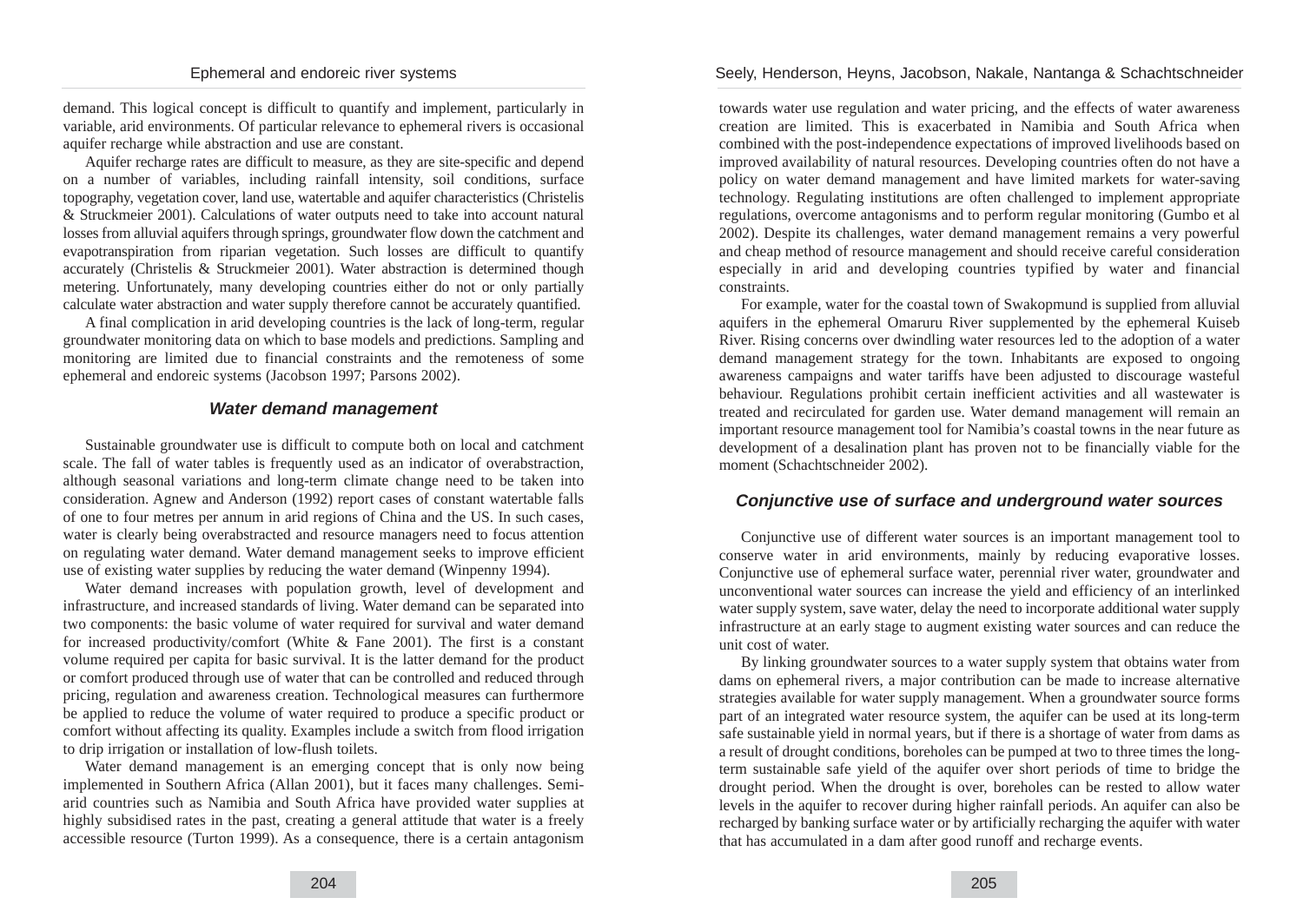demand. This logical concept is difficult to quantify and implement, particularly in variable, arid environments. Of particular relevance to ephemeral rivers is occasional aquifer recharge while abstraction and use are constant.

Aquifer recharge rates are difficult to measure, as they are site-specific and depend on a number of variables, including rainfall intensity, soil conditions, surface topography, vegetation cover, land use, watertable and aquifer characteristics (Christelis & Struckmeier 2001). Calculations of water outputs need to take into account natural losses from alluvial aquifers through springs, groundwater flow down the catchment and evapotranspiration from riparian vegetation. Such losses are difficult to quantify accurately (Christelis & Struckmeier 2001). Water abstraction is determined though metering. Unfortunately, many developing countries either do not or only partially calculate water abstraction and water supply therefore cannot be accurately quantified.

A final complication in arid developing countries is the lack of long-term, regular groundwater monitoring data on which to base models and predictions. Sampling and monitoring are limited due to financial constraints and the remoteness of some ephemeral and endoreic systems (Jacobson 1997; Parsons 2002).

### *Water demand management*

Sustainable groundwater use is difficult to compute both on local and catchment scale. The fall of water tables is frequently used as an indicator of overabstraction, although seasonal variations and long-term climate change need to be taken into consideration. Agnew and Anderson (1992) report cases of constant watertable falls of one to four metres per annum in arid regions of China and the US. In such cases, water is clearly being overabstracted and resource managers need to focus attention on regulating water demand. Water demand management seeks to improve efficient use of existing water supplies by reducing the water demand (Winpenny 1994).

Water demand increases with population growth, level of development and infrastructure, and increased standards of living. Water demand can be separated into two components: the basic volume of water required for survival and water demand for increased productivity/comfort (White & Fane 2001). The first is a constant volume required per capita for basic survival. It is the latter demand for the product or comfort produced through use of water that can be controlled and reduced through pricing, regulation and awareness creation. Technological measures can furthermore be applied to reduce the volume of water required to produce a specific product or comfort without affecting its quality. Examples include a switch from flood irrigation to drip irrigation or installation of low-flush toilets.

Water demand management is an emerging concept that is only now being implemented in Southern Africa (Allan 2001), but it faces many challenges. Semi-arid countries such as Namibia and South Africa have provided water supplies at highly subsidised rates in the past, creating a general attitude that water is a freely accessible resource (Turton 1999). As a consequence, there is a certain antagonism towards water use regulation and water pricing, and the effects of water awareness creation are limited. This is exacerbated in Namibia and South Africa when combined with the post-independence expectations of improved livelihoods based on improved availability of natural resources. Developing countries often do not have a policy on water demand management and have limited markets for water-saving technology. Regulating institutions are often challenged to implement appropriate regulations, overcome antagonisms and to perform regular monitoring (Gumbo et al 2002). Despite its challenges, water demand management remains a very powerful and cheap method of resource management and should receive careful consideration especially in arid and developing countries typified by water and financial constraints.

For example, water for the coastal town of Swakopmund is supplied from alluvial aquifers in the ephemeral Omaruru River supplemented by the ephemeral Kuiseb River. Rising concerns over dwindling water resources led to the adoption of a water demand management strategy for the town. Inhabitants are exposed to ongoing awareness campaigns and water tariffs have been adjusted to discourage wasteful behaviour. Regulations prohibit certain inefficient activities and all wastewater is treated and recirculated for garden use. Water demand management will remain an important resource management tool for Namibia's coastal towns in the near future as development of a desalination plant has proven not to be financially viable for the moment (Schachtschneider 2002).

### *Conjunctive use of surface and underground water sources*

Conjunctive use of different water sources is an important management tool to conserve water in arid environments, mainly by reducing evaporative losses. Conjunctive use of ephemeral surface water, perennial river water, groundwater and unconventional water sources can increase the yield and efficiency of an interlinked water supply system, save water, delay the need to incorporate additional water supply infrastructure at an early stage to augment existing water sources and can reduce the unit cost of water.

By linking groundwater sources to a water supply system that obtains water from dams on ephemeral rivers, a major contribution can be made to increase alternative strategies available for water supply management. When a groundwater source forms part of an integrated water resource system, the aquifer can be used at its long-term safe sustainable yield in normal years, but if there is a shortage of water from dams as a result of drought conditions, boreholes can be pumped at two to three times the long-term sustainable safe yield of the aquifer over short periods of time to bridge the drought period. When the drought is over, boreholes can be rested to allow water levels in the aquifer to recover during higher rainfall periods. An aquifer can also be recharged by banking surface water or by artificially recharging the aquifer with water that has accumulated in a dam after good runoff and recharge events.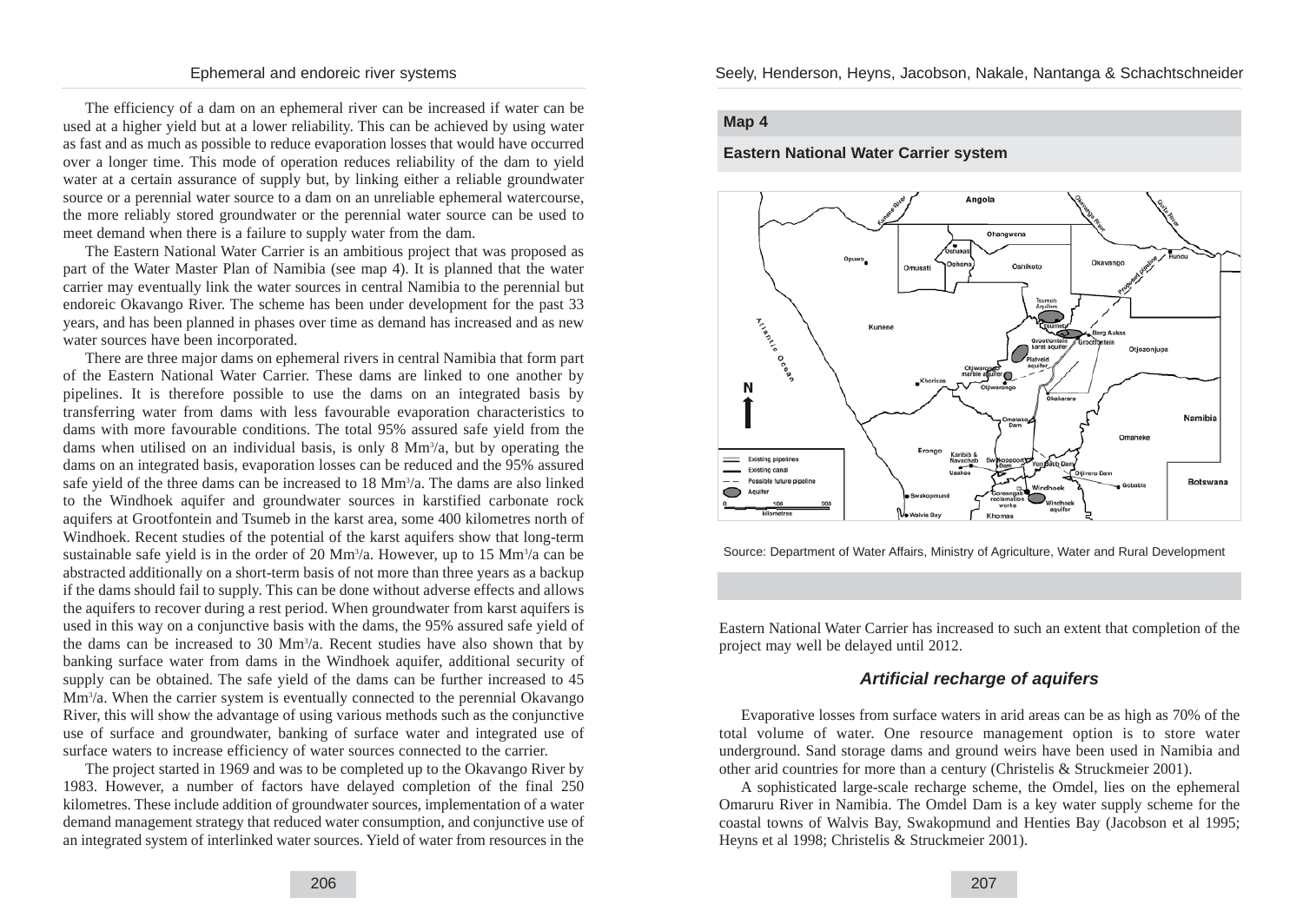The efficiency of a dam on an ephemeral river can be increased if water can be used at a higher yield but at a lower reliability. This can be achieved by using water as fast and as much as possible to reduce evaporation losses that would have occurred over a longer time. This mode of operation reduces reliability of the dam to yield water at a certain assurance of supply but, by linking either a reliable groundwater source or a perennial water source to a dam on an unreliable ephemeral watercourse, the more reliably stored groundwater or the perennial water source can be used to meet demand when there is a failure to supply water from the dam.

The Eastern National Water Carrier is an ambitious project that was proposed as part of the Water Master Plan of Namibia (see map 4). It is planned that the water carrier may eventually link the water sources in central Namibia to the perennial but endoreic Okavango River. The scheme has been under development for the past 33 years, and has been planned in phases over time as demand has increased and as new water sources have been incorporated.

There are three major dams on ephemeral rivers in central Namibia that form part of the Eastern National Water Carrier. These dams are linked to one another by pipelines. It is therefore possible to use the dams on an integrated basis by transferring water from dams with less favourable evaporation characteristics to dams with more favourable conditions. The total 95% assured safe yield from the dams when utilised on an individual basis, is only 8 $Mm^3/a$, but by operating the dams on an integrated basis, evaporation losses can be reduced and the 95% assured safe yield of the three dams can be increased to 18 $Mm^3/a$. The dams are also linked to the Windhoek aquifer and groundwater sources in karstified carbonate rock aquifers at Grootfontein and Tsumeb in the karst area, some 400 kilometres north of Windhoek. Recent studies of the potential of the karst aquifers show that long-term sustainable safe yield is in the order of 20 $Mm^3/a$. However, up to 15 $Mm^3/a$ can be abstracted additionally on a short-term basis of not more than three years as a backup if the dams should fail to supply. This can be done without adverse effects and allows the aquifers to recover during a rest period. When groundwater from karst aquifers is used in this way on a conjunctive basis with the dams, the 95% assured safe yield of the dams can be increased to 30 $Mm^3/a$. Recent studies have also shown that by banking surface water from dams in the Windhoek aquifer, additional security of supply can be obtained. The safe yield of the dams can be further increased to 45 $Mm^3/a$. When the carrier system is eventually connected to the perennial Okavango River, this will show the advantage of using various methods such as the conjunctive use of surface and groundwater, banking of surface water and integrated use of surface waters to increase efficiency of water sources connected to the carrier.

The project started in 1969 and was to be completed up to the Okavango River by 1983. However, a number of factors have delayed completion of the final 250 kilometres. These include addition of groundwater sources, implementation of a water demand management strategy that reduced water consumption, and conjunctive use of an integrated system of interlinked water sources. Yield of water from resources in the Eastern National Water Carrier has increased to such an extent that completion of the project may well be delayed until 2012.

**Map 4**

**Eastern National Water Carrier system**

Angola
Kunene River
Okavango River
Quito River
Ohangwena
Oshakati
Oshana
Opuwo
Omusati
Oshikoto
Okavango
Rundu
Proposed pipeline
Tsumeb Aquifers
Tsumeb
Kunene
Atlantic Ocean
Berg Aukas
Grootfontein karst aquifer
Grootfontein
Otjozondjupa
Platveld aquifer
Otjiwarongo marble aquifer
Otjiwarongo
N
Khorixas
Okakarara
Omatako Dam
Namibia
Omaheke
Erongo
Karibib & Navachab
Swakoppoort Dam
Von Bach Dam
Usakos
Otjivero Dam
Botswana
Windhoek
Gobabis
Swakopmund
Goreangab reclamation works
Windhoek aquifer
Walvis Bay
Khomas
Existing pipelines
Existing canal
Possible future pipeline
Aquifer
0 100 200
kilometres

Source: Department of Water Affairs, Ministry of Agriculture, Water and Rural Development

### *Artificial recharge of aquifers*

Evaporative losses from surface waters in arid areas can be as high as 70% of the total volume of water. One resource management option is to store water underground. Sand storage dams and ground weirs have been used in Namibia and other arid countries for more than a century (Christelis & Struckmeier 2001).

A sophisticated large-scale recharge scheme, the Omdel, lies on the ephemeral Omaruru River in Namibia. The Omdel Dam is a key water supply scheme for the coastal towns of Walvis Bay, Swakopmund and Henties Bay (Jacobson et al 1995; Heyns et al 1998; Christelis & Struckmeier 2001).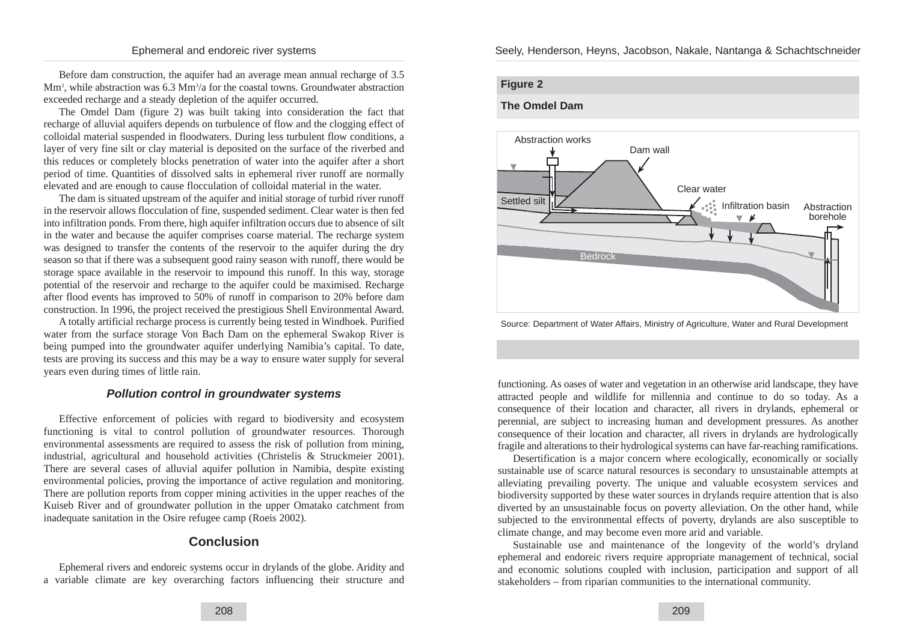Before dam construction, the aquifer had an average mean annual recharge of 3.5 $Mm^3$, while abstraction was 6.3 $Mm^3/a$ for the coastal towns. Groundwater abstraction exceeded recharge and a steady depletion of the aquifer occurred.

The Omdel Dam (figure 2) was built taking into consideration the fact that recharge of alluvial aquifers depends on turbulence of flow and the clogging effect of colloidal material suspended in floodwaters. During less turbulent flow conditions, a layer of very fine silt or clay material is deposited on the surface of the riverbed and this reduces or completely blocks penetration of water into the aquifer after a short period of time. Quantities of dissolved salts in ephemeral river runoff are normally elevated and are enough to cause flocculation of colloidal material in the water.

The dam is situated upstream of the aquifer and initial storage of turbid river runoff in the reservoir allows flocculation of fine, suspended sediment. Clear water is then fed into infiltration ponds. From there, high aquifer infiltration occurs due to absence of silt in the water and because the aquifer comprises coarse material. The recharge system was designed to transfer the contents of the reservoir to the aquifer during the dry season so that if there was a subsequent good rainy season with runoff, there would be storage space available in the reservoir to impound this runoff. In this way, storage potential of the reservoir and recharge to the aquifer could be maximised. Recharge after flood events has improved to 50% of runoff in comparison to 20% before dam construction. In 1996, the project received the prestigious Shell Environmental Award.

A totally artificial recharge process is currently being tested in Windhoek. Purified water from the surface storage Von Bach Dam on the ephemeral Swakop River is being pumped into the groundwater aquifer underlying Namibia's capital. To date, tests are proving its success and this may be a way to ensure water supply for several years even during times of little rain.

### *Pollution control in groundwater systems*

Effective enforcement of policies with regard to biodiversity and ecosystem functioning is vital to control pollution of groundwater resources. Thorough environmental assessments are required to assess the risk of pollution from mining, industrial, agricultural and household activities (Christelis & Struckmeier 2001). There are several cases of alluvial aquifer pollution in Namibia, despite existing environmental policies, proving the importance of active regulation and monitoring. There are pollution reports from copper mining activities in the upper reaches of the Kuiseb River and of groundwater pollution in the upper Omatako catchment from inadequate sanitation in the Osire refugee camp (Roeis 2002).

## Conclusion

Ephemeral rivers and endoreic systems occur in drylands of the globe. Aridity and a variable climate are key overarching factors influencing their structure and functioning. As oases of water and vegetation in an otherwise arid landscape, they have attracted people and wildlife for millennia and continue to do so today. As a consequence of their location and character, all rivers in drylands, ephemeral or perennial, are subject to increasing human and development pressures. As another consequence of their location and character, all rivers in drylands are hydrologically fragile and alterations to their hydrological systems can have far-reaching ramifications.

Desertification is a major concern where ecologically, economically or socially sustainable use of scarce natural resources is secondary to unsustainable attempts at alleviating prevailing poverty. The unique and valuable ecosystem services and biodiversity supported by these water sources in drylands require attention that is also diverted by an unsustainable focus on poverty alleviation. On the other hand, while subjected to the environmental effects of poverty, drylands are also susceptible to climate change, and may become even more arid and variable.

Sustainable use and maintenance of the longevity of the world's dryland ephemeral and endoreic rivers require appropriate management of technical, social and economic solutions coupled with inclusion, participation and support of all stakeholders – from riparian communities to the international community.

**Figure 2**

**The Omdel Dam**

Abstraction works
Dam wall
Clear water
Settled silt
Infiltration basin
Abstraction borehole
Bedrock

Source: Department of Water Affairs, Ministry of Agriculture, Water and Rural Development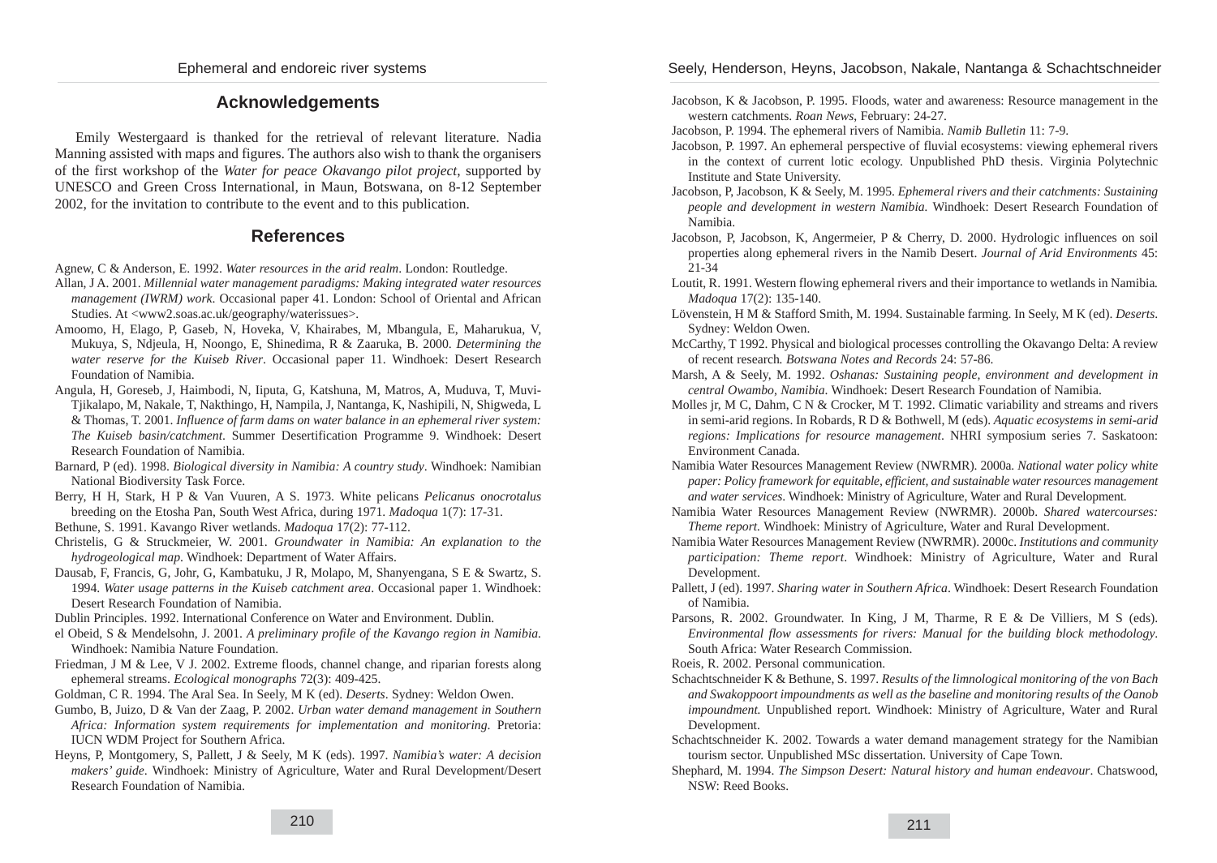## Acknowledgements

Emily Westergaard is thanked for the retrieval of relevant literature. Nadia Manning assisted with maps and figures. The authors also wish to thank the organisers of the first workshop of the *Water for peace Okavango pilot project*, supported by UNESCO and Green Cross International, in Maun, Botswana, on 8-12 September 2002, for the invitation to contribute to the event and to this publication.

## References

Agnew, C & Anderson, E. 1992. *Water resources in the arid realm*. London: Routledge.

Allan, J A. 2001. *Millennial water management paradigms: Making integrated water resources management (IWRM) work*. Occasional paper 41. London: School of Oriental and African Studies. At <www2.soas.ac.uk/geography/waterissues>.

Amoomo, H, Elago, P, Gaseb, N, Hoveka, V, Khairabes, M, Mbangula, E, Maharukua, V, Mukuya, S, Ndjeula, H, Noongo, E, Shinedima, R & Zaaruka, B. 2000. *Determining the water reserve for the Kuiseb River*. Occasional paper 11. Windhoek: Desert Research Foundation of Namibia.

Angula, H, Goreseb, J, Haimbodi, N, Iiputa, G, Katshuna, M, Matros, A, Muduva, T, Muvi-Tjikalapo, M, Nakale, T, Nakthingo, H, Nampila, J, Nantanga, K, Nashipili, N, Shigweda, L & Thomas, T. 2001. *Influence of farm dams on water balance in an ephemeral river system: The Kuiseb basin/catchment*. Summer Desertification Programme 9. Windhoek: Desert Research Foundation of Namibia.

Barnard, P (ed). 1998. *Biological diversity in Namibia: A country study*. Windhoek: Namibian National Biodiversity Task Force.

Berry, H H, Stark, H P & Van Vuuren, A S. 1973. White pelicans *Pelicanus onocrotalus* breeding on the Etosha Pan, South West Africa, during 1971. *Madoqua* 1(7): 17-31.

Bethune, S. 1991. Kavango River wetlands. *Madoqua* 17(2): 77-112.

Christelis, G & Struckmeier, W. 2001. *Groundwater in Namibia: An explanation to the hydrogeological map*. Windhoek: Department of Water Affairs.

Dausab, F, Francis, G, Johr, G, Kambatuku, J R, Molapo, M, Shanyengana, S E & Swartz, S. 1994. *Water usage patterns in the Kuiseb catchment area*. Occasional paper 1. Windhoek: Desert Research Foundation of Namibia.

Dublin Principles. 1992. International Conference on Water and Environment. Dublin.

el Obeid, S & Mendelsohn, J. 2001. *A preliminary profile of the Kavango region in Namibia.* Windhoek: Namibia Nature Foundation.

Friedman, J M & Lee, V J. 2002. Extreme floods, channel change, and riparian forests along ephemeral streams. *Ecological monographs* 72(3): 409-425.

Goldman, C R. 1994. The Aral Sea. In Seely, M K (ed). *Deserts*. Sydney: Weldon Owen.

Gumbo, B, Juizo, D & Van der Zaag, P. 2002. *Urban water demand management in Southern Africa: Information system requirements for implementation and monitoring*. Pretoria: IUCN WDM Project for Southern Africa.

Heyns, P, Montgomery, S, Pallett, J & Seely, M K (eds). 1997. *Namibia's water: A decision makers' guide*. Windhoek: Ministry of Agriculture, Water and Rural Development/Desert Research Foundation of Namibia.

Jacobson, K & Jacobson, P. 1995. Floods, water and awareness: Resource management in the western catchments. *Roan News*, February: 24-27.

Jacobson, P. 1994. The ephemeral rivers of Namibia. *Namib Bulletin* 11: 7-9.

Jacobson, P. 1997. An ephemeral perspective of fluvial ecosystems: viewing ephemeral rivers in the context of current lotic ecology. Unpublished PhD thesis. Virginia Polytechnic Institute and State University.

Jacobson, P, Jacobson, K & Seely, M. 1995. *Ephemeral rivers and their catchments: Sustaining people and development in western Namibia*. Windhoek: Desert Research Foundation of Namibia.

Jacobson, P, Jacobson, K, Angermeier, P & Cherry, D. 2000. Hydrologic influences on soil properties along ephemeral rivers in the Namib Desert. *Journal of Arid Environments* 45: 21-34

Loutit, R. 1991. Western flowing ephemeral rivers and their importance to wetlands in Namibia*. Madoqua* 17(2): 135-140.

Lövenstein, H M & Stafford Smith, M. 1994. Sustainable farming. In Seely, M K (ed). *Deserts*. Sydney: Weldon Owen.

McCarthy, T 1992. Physical and biological processes controlling the Okavango Delta: A review of recent research*. Botswana Notes and Records* 24: 57-86.

Marsh, A & Seely, M. 1992. *Oshanas: Sustaining people, environment and development in central Owambo, Namibia*. Windhoek: Desert Research Foundation of Namibia.

Molles jr, M C, Dahm, C N & Crocker, M T. 1992. Climatic variability and streams and rivers in semi-arid regions. In Robards, R D & Bothwell, M (eds). *Aquatic ecosystems in semi-arid regions: Implications for resource management*. NHRI symposium series 7. Saskatoon: Environment Canada.

Namibia Water Resources Management Review (NWRMR). 2000a. *National water policy white paper: Policy framework for equitable, efficient, and sustainable water resources management and water services*. Windhoek: Ministry of Agriculture, Water and Rural Development.

Namibia Water Resources Management Review (NWRMR). 2000b. *Shared watercourses: Theme report*. Windhoek: Ministry of Agriculture, Water and Rural Development.

Namibia Water Resources Management Review (NWRMR). 2000c. *Institutions and community participation: Theme report*. Windhoek: Ministry of Agriculture, Water and Rural Development.

Pallett, J (ed). 1997. *Sharing water in Southern Africa*. Windhoek: Desert Research Foundation of Namibia.

Parsons, R. 2002. Groundwater. In King, J M, Tharme, R E & De Villiers, M S (eds). *Environmental flow assessments for rivers: Manual for the building block methodology*. South Africa: Water Research Commission.

Roeis, R. 2002. Personal communication.

Schachtschneider K & Bethune, S. 1997. *Results of the limnological monitoring of the von Bach and Swakoppoort impoundments as well as the baseline and monitoring results of the Oanob impoundment.* Unpublished report. Windhoek: Ministry of Agriculture, Water and Rural Development.

Schachtschneider K. 2002. Towards a water demand management strategy for the Namibian tourism sector. Unpublished MSc dissertation. University of Cape Town.

Shephard, M. 1994. *The Simpson Desert: Natural history and human endeavour*. Chatswood, NSW: Reed Books.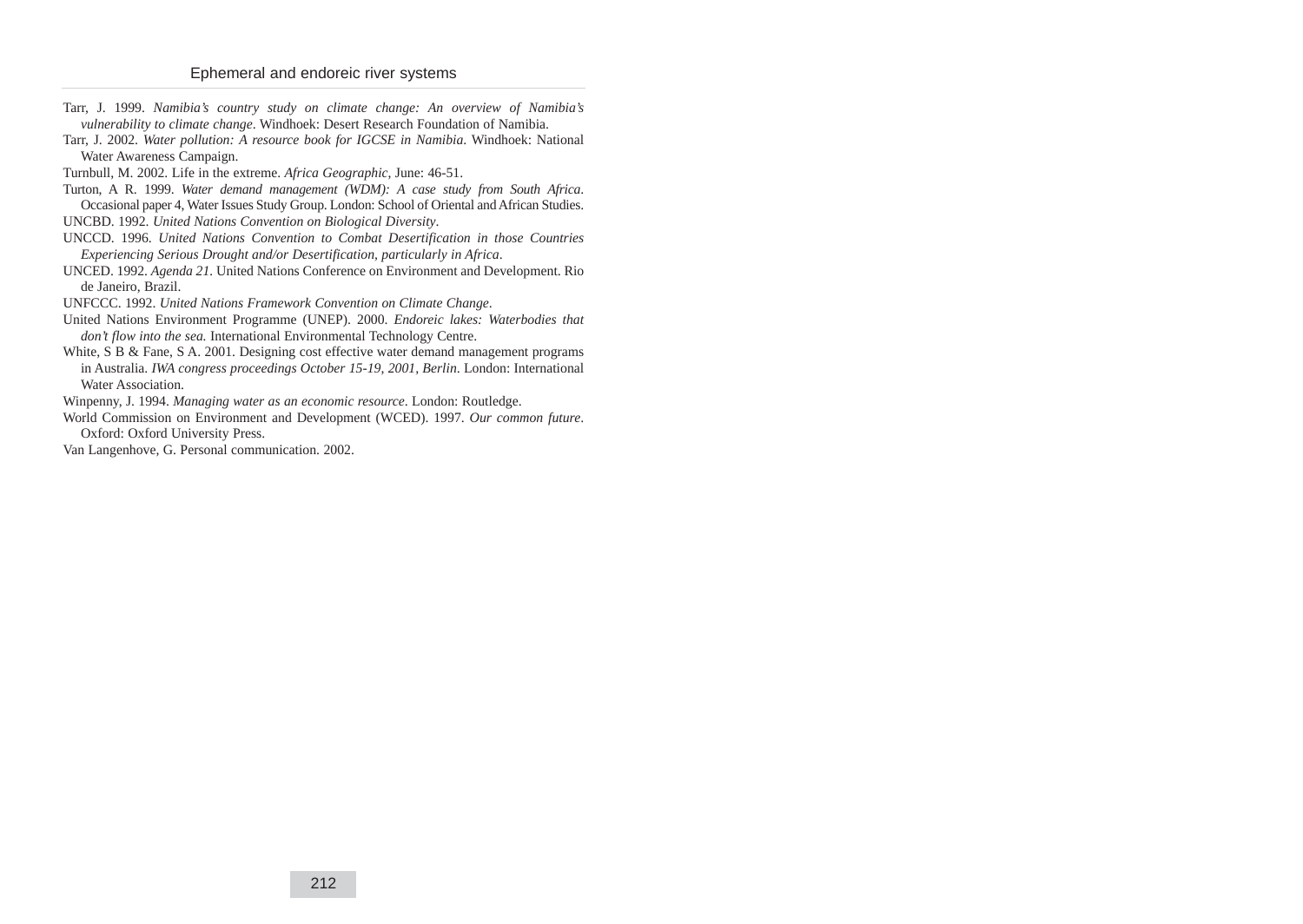Tarr, J. 1999. *Namibia's country study on climate change: An overview of Namibia's vulnerability to climate change*. Windhoek: Desert Research Foundation of Namibia.

Tarr, J. 2002. *Water pollution: A resource book for IGCSE in Namibia*. Windhoek: National Water Awareness Campaign.

Turnbull, M. 2002. Life in the extreme. *Africa Geographic*, June: 46-51.

Turton, A R. 1999. *Water demand management (WDM): A case study from South Africa*. Occasional paper 4, Water Issues Study Group. London: School of Oriental and African Studies.

UNCBD. 1992. *United Nations Convention on Biological Diversity*.

UNCCD. 1996. *United Nations Convention to Combat Desertification in those Countries Experiencing Serious Drought and/or Desertification, particularly in Africa*.

UNCED. 1992. *Agenda 21*. United Nations Conference on Environment and Development. Rio de Janeiro, Brazil.

UNFCCC. 1992. *United Nations Framework Convention on Climate Change*.

United Nations Environment Programme (UNEP). 2000. *Endoreic lakes: Waterbodies that don't flow into the sea.* International Environmental Technology Centre.

White, S B & Fane, S A. 2001. Designing cost effective water demand management programs in Australia. *IWA congress proceedings October 15-19, 2001, Berlin*. London: International Water Association.

Winpenny, J. 1994. *Managing water as an economic resource*. London: Routledge.

World Commission on Environment and Development (WCED). 1997. *Our common future*. Oxford: Oxford University Press.

Van Langenhove, G. Personal communication. 2002.